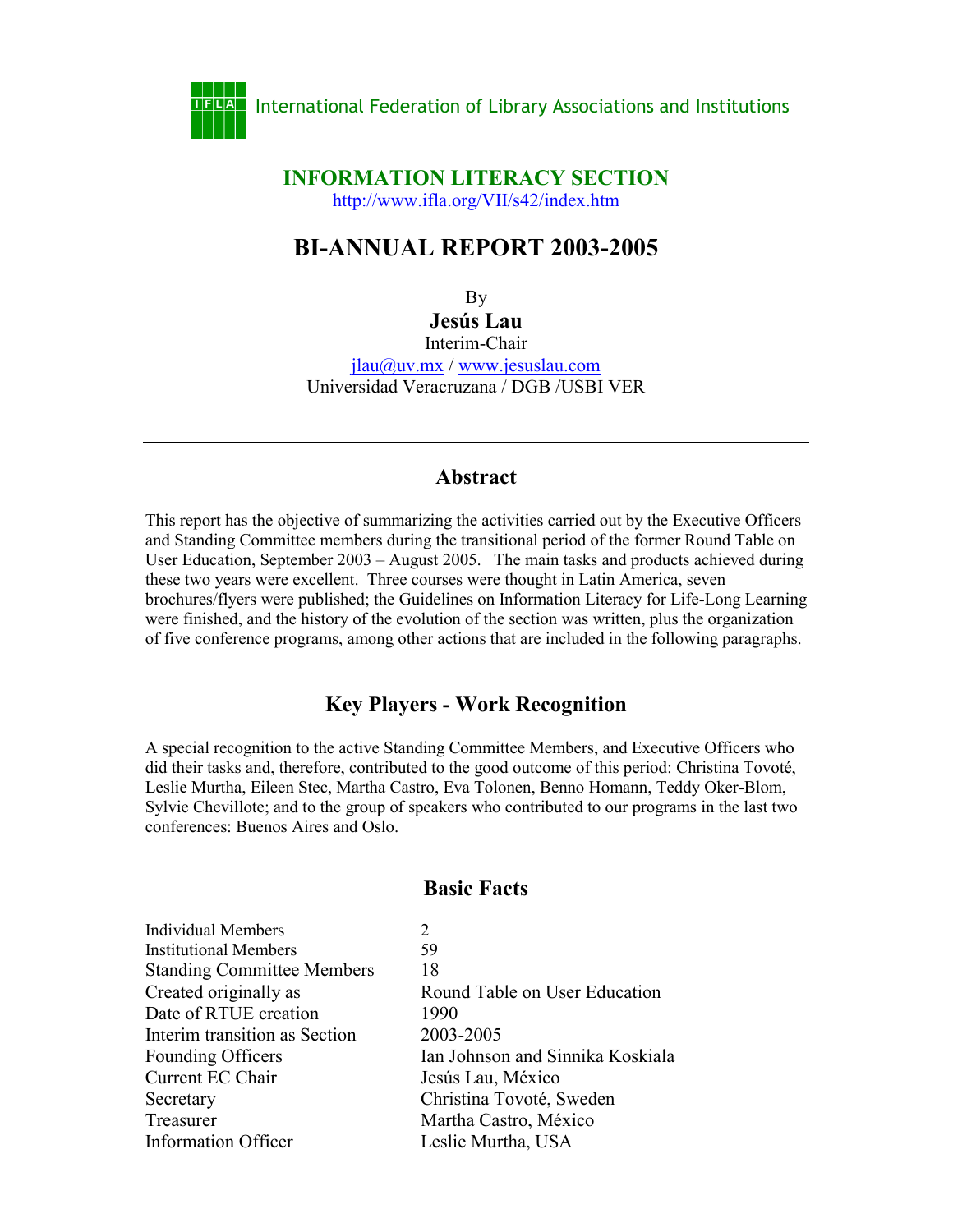International Federation of Library Associations and Institutions

# INFORMATION LITERACY SECTION

http://www.ifla.org/VII/s42/index.htm

# BI-ANNUAL REPORT 2003-2005

By

**Jesús Lau**

Interim-Chair

jlau@uv.mx / www.jesuslau.com

Universidad Veracruzana / DGB /USBI VER

---

## Abstract

This report has the objective of summarizing the activities carried out by the Executive Officers and Standing Committee members during the transitional period of the former Round Table on User Education, September 2003 – August 2005. The main tasks and products achieved during these two years were excellent. Three courses were thought in Latin America, seven brochures/flyers were published; the Guidelines on Information Literacy for Life-Long Learning were finished, and the history of the evolution of the section was written, plus the organization of five conference programs, among other actions that are included in the following paragraphs.

## Key Players - Work Recognition

A special recognition to the active Standing Committee Members, and Executive Officers who did their tasks and, therefore, contributed to the good outcome of this period: Christina Tovoté, Leslie Murtha, Eileen Stec, Martha Castro, Eva Tolonen, Benno Homann, Teddy Oker-Blom, Sylvie Chevillote; and to the group of speakers who contributed to our programs in the last two conferences: Buenos Aires and Oslo.

## Basic Facts

| | |
|---|---|
| Individual Members | 2 |
| Institutional Members | 59 |
| Standing Committee Members | 18 |
| Created originally as | Round Table on User Education |
| Date of RTUE creation | 1990 |
| Interim transition as Section | 2003-2005 |
| Founding Officers | Ian Johnson and Sinnika Koskiala |
| Current EC Chair | Jesús Lau, México |
| Secretary | Christina Tovoté, Sweden |
| Treasurer | Martha Castro, México |
| Information Officer | Leslie Murtha, USA |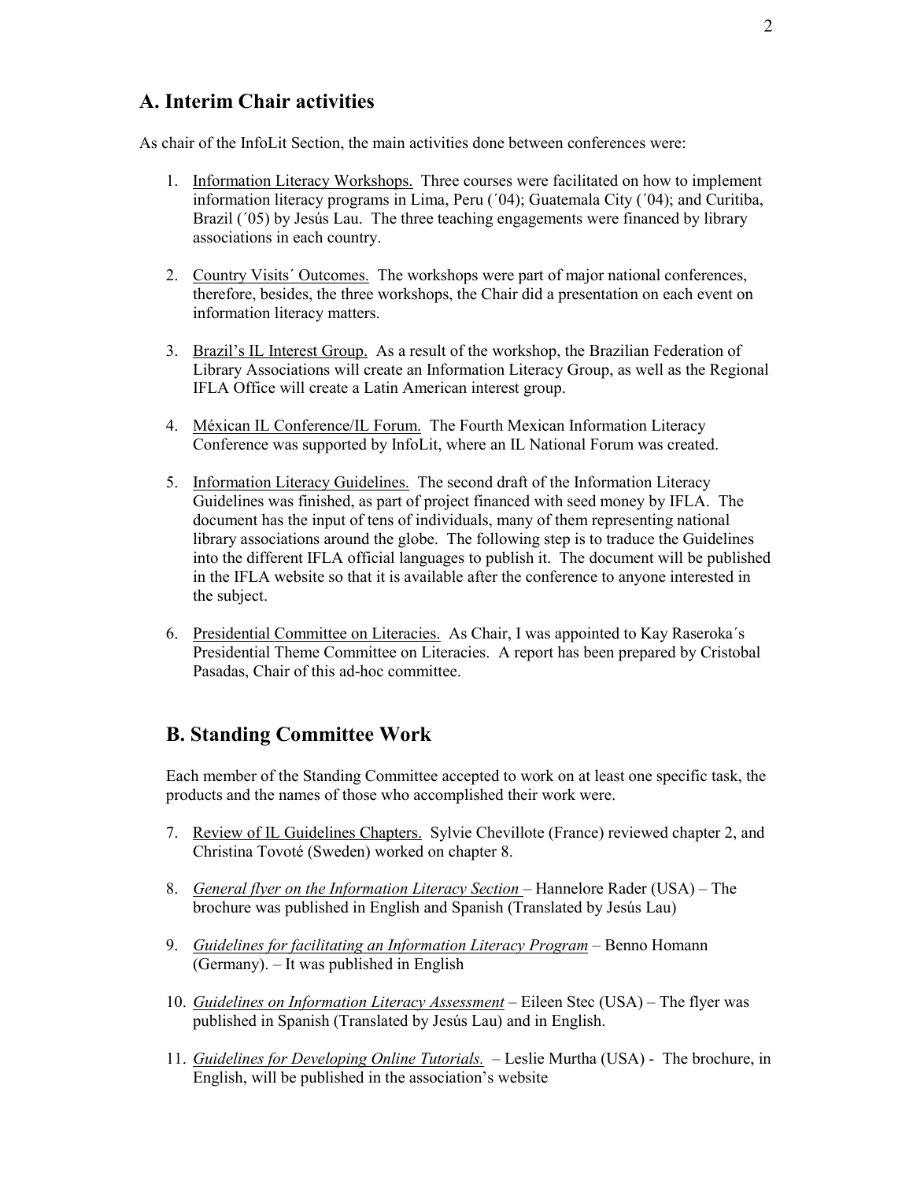## A. Interim Chair activities

As chair of the InfoLit Section, the main activities done between conferences were:

1. Information Literacy Workshops. Three courses were facilitated on how to implement information literacy programs in Lima, Peru (´04); Guatemala City (´04); and Curitiba, Brazil (´05) by Jesús Lau. The three teaching engagements were financed by library associations in each country.

2. Country Visits´ Outcomes. The workshops were part of major national conferences, therefore, besides, the three workshops, the Chair did a presentation on each event on information literacy matters.

3. Brazil's IL Interest Group. As a result of the workshop, the Brazilian Federation of Library Associations will create an Information Literacy Group, as well as the Regional IFLA Office will create a Latin American interest group.

4. Méxican IL Conference/IL Forum. The Fourth Mexican Information Literacy Conference was supported by InfoLit, where an IL National Forum was created.

5. Information Literacy Guidelines. The second draft of the Information Literacy Guidelines was finished, as part of project financed with seed money by IFLA. The document has the input of tens of individuals, many of them representing national library associations around the globe. The following step is to traduce the Guidelines into the different IFLA official languages to publish it. The document will be published in the IFLA website so that it is available after the conference to anyone interested in the subject.

6. Presidential Committee on Literacies. As Chair, I was appointed to Kay Raseroka´s Presidential Theme Committee on Literacies. A report has been prepared by Cristobal Pasadas, Chair of this ad-hoc committee.

## B. Standing Committee Work

Each member of the Standing Committee accepted to work on at least one specific task, the products and the names of those who accomplished their work were.

7. Review of IL Guidelines Chapters. Sylvie Chevillote (France) reviewed chapter 2, and Christina Tovoté (Sweden) worked on chapter 8.

8. *General flyer on the Information Literacy Section* – Hannelore Rader (USA) – The brochure was published in English and Spanish (Translated by Jesús Lau)

9. *Guidelines for facilitating an Information Literacy Program* – Benno Homann (Germany). – It was published in English

10. *Guidelines on Information Literacy Assessment* – Eileen Stec (USA) – The flyer was published in Spanish (Translated by Jesús Lau) and in English.

11. *Guidelines for Developing Online Tutorials.* – Leslie Murtha (USA) - The brochure, in English, will be published in the association's website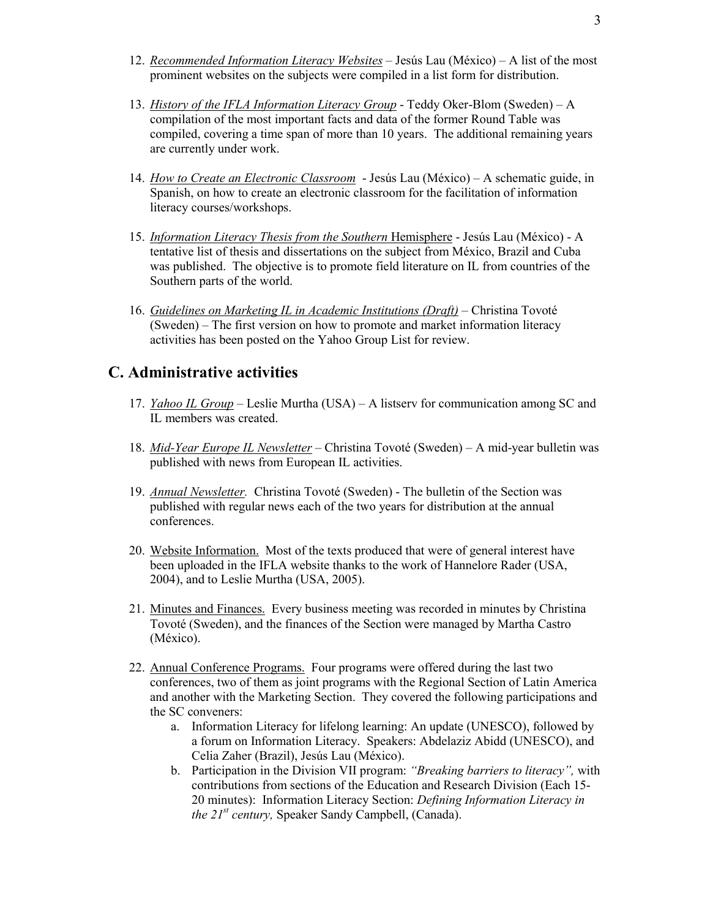12. *Recommended Information Literacy Websites* – Jesús Lau (México) – A list of the most prominent websites on the subjects were compiled in a list form for distribution.

13. *History of the IFLA Information Literacy Group* - Teddy Oker-Blom (Sweden) – A compilation of the most important facts and data of the former Round Table was compiled, covering a time span of more than 10 years. The additional remaining years are currently under work.

14. *How to Create an Electronic Classroom* - Jesús Lau (México) – A schematic guide, in Spanish, on how to create an electronic classroom for the facilitation of information literacy courses/workshops.

15. *Information Literacy Thesis from the Southern* Hemisphere - Jesús Lau (México) - A tentative list of thesis and dissertations on the subject from México, Brazil and Cuba was published. The objective is to promote field literature on IL from countries of the Southern parts of the world.

16. *Guidelines on Marketing IL in Academic Institutions (Draft)* – Christina Tovoté (Sweden) – The first version on how to promote and market information literacy activities has been posted on the Yahoo Group List for review.

## C. Administrative activities

17. *Yahoo IL Group* – Leslie Murtha (USA) – A listserv for communication among SC and IL members was created.

18. *Mid-Year Europe IL Newsletter* – Christina Tovoté (Sweden) – A mid-year bulletin was published with news from European IL activities.

19. *Annual Newsletter.* Christina Tovoté (Sweden) - The bulletin of the Section was published with regular news each of the two years for distribution at the annual conferences.

20. Website Information. Most of the texts produced that were of general interest have been uploaded in the IFLA website thanks to the work of Hannelore Rader (USA, 2004), and to Leslie Murtha (USA, 2005).

21. Minutes and Finances. Every business meeting was recorded in minutes by Christina Tovoté (Sweden), and the finances of the Section were managed by Martha Castro (México).

22. Annual Conference Programs. Four programs were offered during the last two conferences, two of them as joint programs with the Regional Section of Latin America and another with the Marketing Section. They covered the following participations and the SC conveners:
    a. Information Literacy for lifelong learning: An update (UNESCO), followed by a forum on Information Literacy. Speakers: Abdelaziz Abidd (UNESCO), and Celia Zaher (Brazil), Jesús Lau (México).
    b. Participation in the Division VII program: *"Breaking barriers to literacy",* with contributions from sections of the Education and Research Division (Each 15-20 minutes): Information Literacy Section: *Defining Information Literacy in the 21st century,* Speaker Sandy Campbell, (Canada).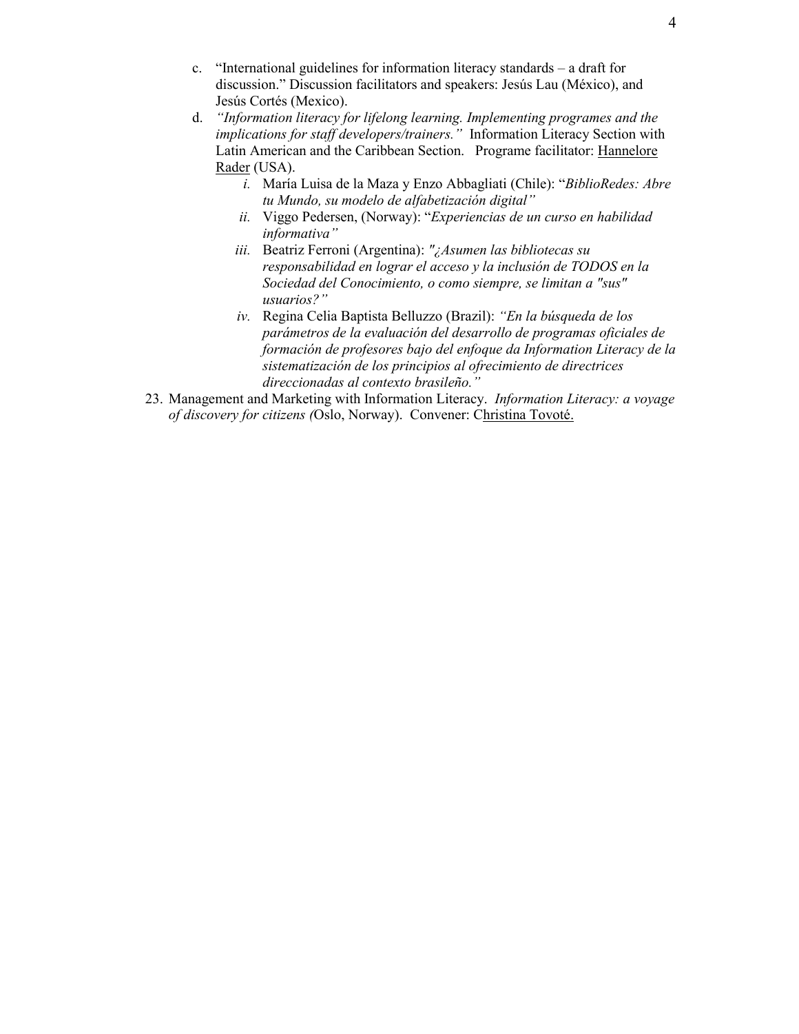c. "International guidelines for information literacy standards – a draft for discussion." Discussion facilitators and speakers: Jesús Lau (México), and Jesús Cortés (Mexico).

d. *"Information literacy for lifelong learning. Implementing programes and the implications for staff developers/trainers."* Information Literacy Section with Latin American and the Caribbean Section. Programe facilitator: Hannelore Rader (USA).

   i. María Luisa de la Maza y Enzo Abbagliati (Chile): "*BiblioRedes: Abre tu Mundo, su modelo de alfabetización digital"*

   ii. Viggo Pedersen, (Norway): "*Experiencias de un curso en habilidad informativa"*

   iii. Beatriz Ferroni (Argentina): *"¿Asumen las bibliotecas su responsabilidad en lograr el acceso y la inclusión de TODOS en la Sociedad del Conocimiento, o como siempre, se limitan a "sus" usuarios?"*

   iv. Regina Celia Baptista Belluzzo (Brazil): *"En la búsqueda de los parámetros de la evaluación del desarrollo de programas oficiales de formación de profesores bajo del enfoque da Information Literacy de la sistematización de los principios al ofrecimiento de directrices direccionadas al contexto brasileño."*

23. Management and Marketing with Information Literacy. *Information Literacy: a voyage of discovery for citizens (*Oslo, Norway). Convener: Christina Tovoté.